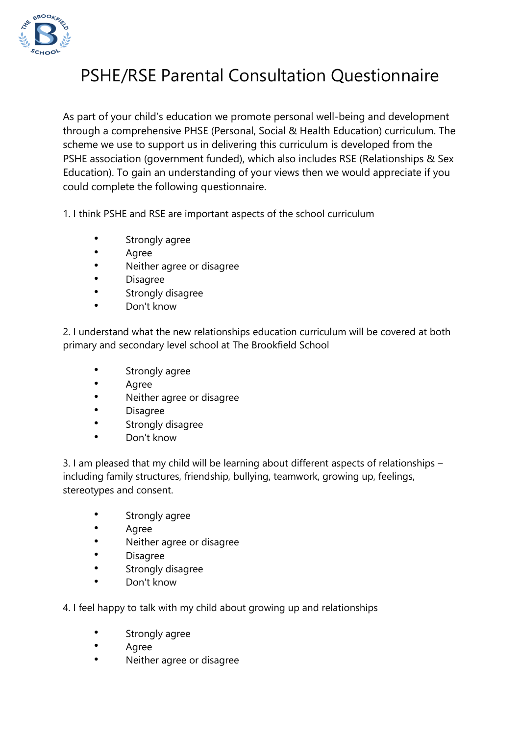# PSHE/RSE Parental Consultation Questionnaire

As part of your child's education we promote personal well-being and development through a comprehensive PHSE (Personal, Social & Health Education) curriculum. The scheme we use to support us in delivering this curriculum is developed from the PSHE association (government funded), which also includes RSE (Relationships & Sex Education). To gain an understanding of your views then we would appreciate if you could complete the following questionnaire.

1. I think PSHE and RSE are important aspects of the school curriculum

- Strongly agree
- Agree
- Neither agree or disagree
- Disagree
- Strongly disagree
- Don't know

2. I understand what the new relationships education curriculum will be covered at both primary and secondary level school at The Brookfield School

- Strongly agree
- Agree
- Neither agree or disagree
- Disagree
- Strongly disagree
- Don't know

3. I am pleased that my child will be learning about different aspects of relationships – including family structures, friendship, bullying, teamwork, growing up, feelings, stereotypes and consent.

- Strongly agree
- Agree
- Neither agree or disagree
- Disagree
- Strongly disagree
- Don't know

4. I feel happy to talk with my child about growing up and relationships

- Strongly agree
- Agree
- Neither agree or disagree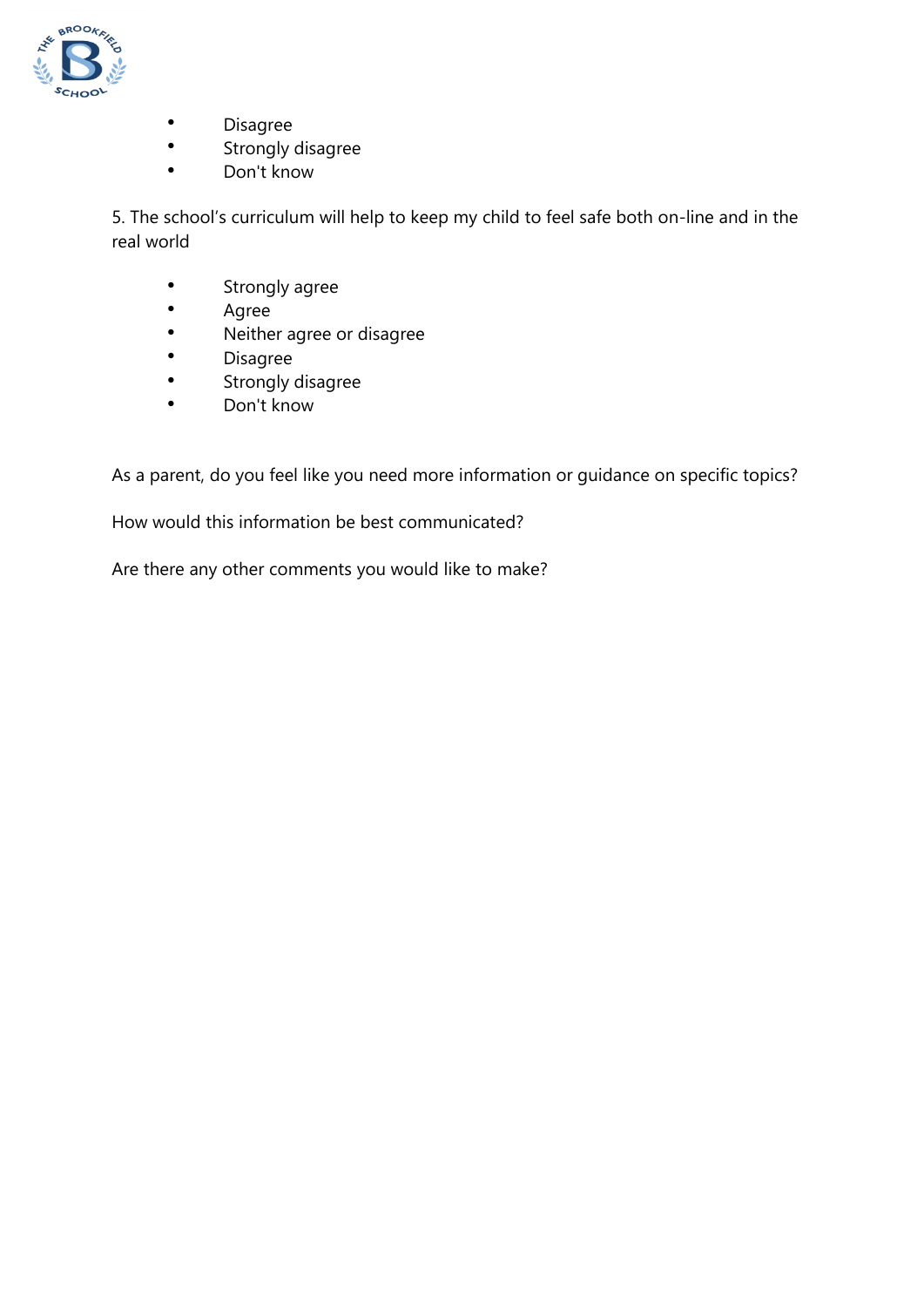- Disagree
- Strongly disagree
- Don't know

5. The school's curriculum will help to keep my child to feel safe both on-line and in the real world

- Strongly agree
- Agree
- Neither agree or disagree
- Disagree
- Strongly disagree
- Don't know

As a parent, do you feel like you need more information or guidance on specific topics?

How would this information be best communicated?

Are there any other comments you would like to make?